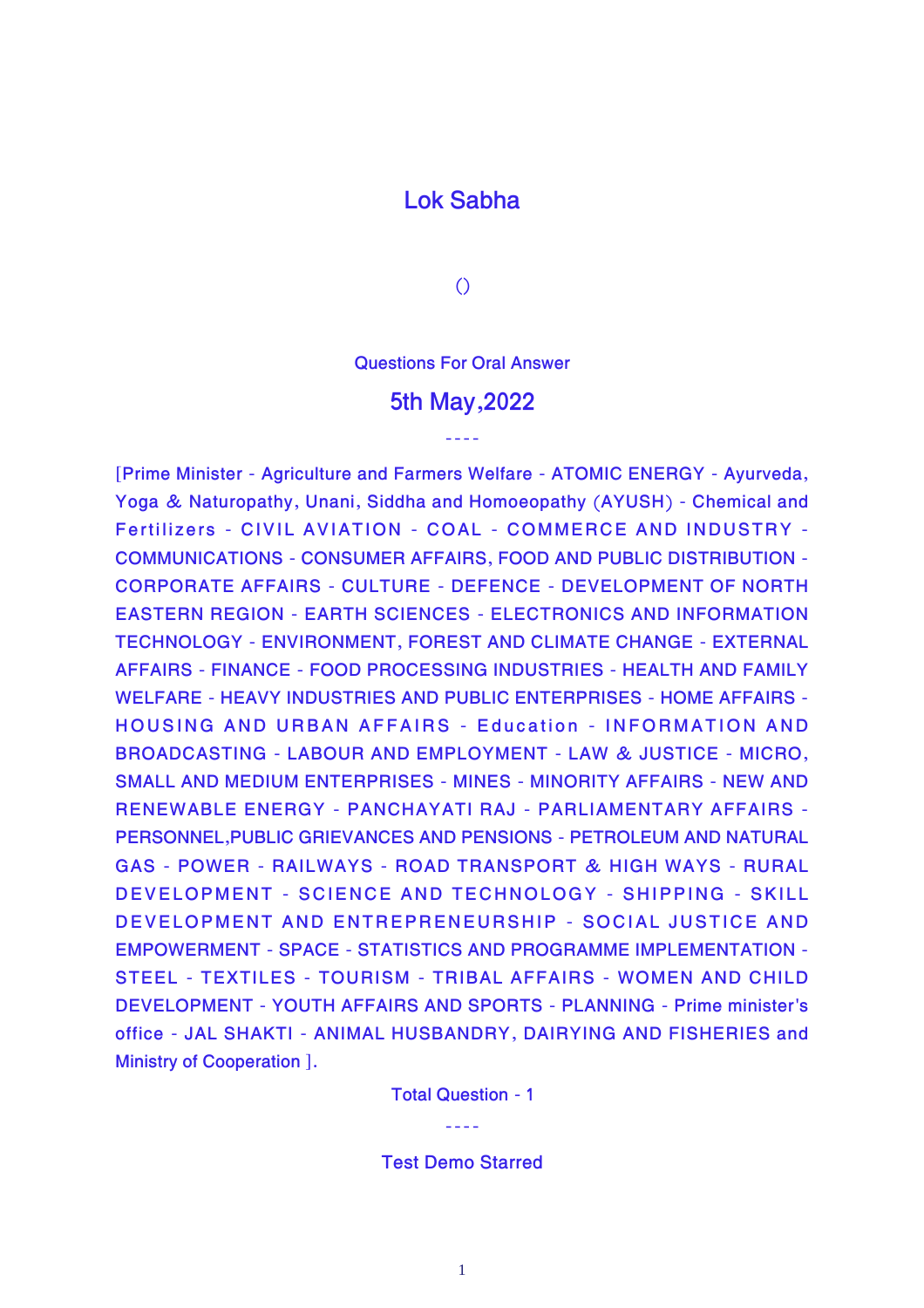# Lok Sabha

()

Questions For Oral Answer

## 5th May,2022

----

[Prime Minister - Agriculture and Farmers Welfare - ATOMIC ENERGY - Ayurveda, Yoga & Naturopathy, Unani, Siddha and Homoeopathy (AYUSH) - Chemical and Fertilizers - CIVIL AVIATION - COAL - COMMERCE AND INDUSTRY - COMMUNICATIONS - CONSUMER AFFAIRS, FOOD AND PUBLIC DISTRIBUTION - CORPORATE AFFAIRS - CULTURE - DEFENCE - DEVELOPMENT OF NORTH EASTERN REGION - EARTH SCIENCES - ELECTRONICS AND INFORMATION TECHNOLOGY - ENVIRONMENT, FOREST AND CLIMATE CHANGE - EXTERNAL AFFAIRS - FINANCE - FOOD PROCESSING INDUSTRIES - HEALTH AND FAMILY WELFARE - HEAVY INDUSTRIES AND PUBLIC ENTERPRISES - HOME AFFAIRS - HOUSING AND URBAN AFFAIRS - Education - INFORMATION AND BROADCASTING - LABOUR AND EMPLOYMENT - LAW & JUSTICE - MICRO, SMALL AND MEDIUM ENTERPRISES - MINES - MINORITY AFFAIRS - NEW AND RENEWABLE ENERGY - PANCHAYATI RAJ - PARLIAMENTARY AFFAIRS - PERSONNEL,PUBLIC GRIEVANCES AND PENSIONS - PETROLEUM AND NATURAL GAS - POWER - RAILWAYS - ROAD TRANSPORT & HIGH WAYS - RURAL DEVELOPMENT - SCIENCE AND TECHNOLOGY - SHIPPING - SKILL DEVELOPMENT AND ENTREPRENEURSHIP - SOCIAL JUSTICE AND EMPOWERMENT - SPACE - STATISTICS AND PROGRAMME IMPLEMENTATION - STEEL - TEXTILES - TOURISM - TRIBAL AFFAIRS - WOMEN AND CHILD DEVELOPMENT - YOUTH AFFAIRS AND SPORTS - PLANNING - Prime minister's office - JAL SHAKTI - ANIMAL HUSBANDRY, DAIRYING AND FISHERIES and Ministry of Cooperation ].

Total Question - 1

----

Test Demo Starred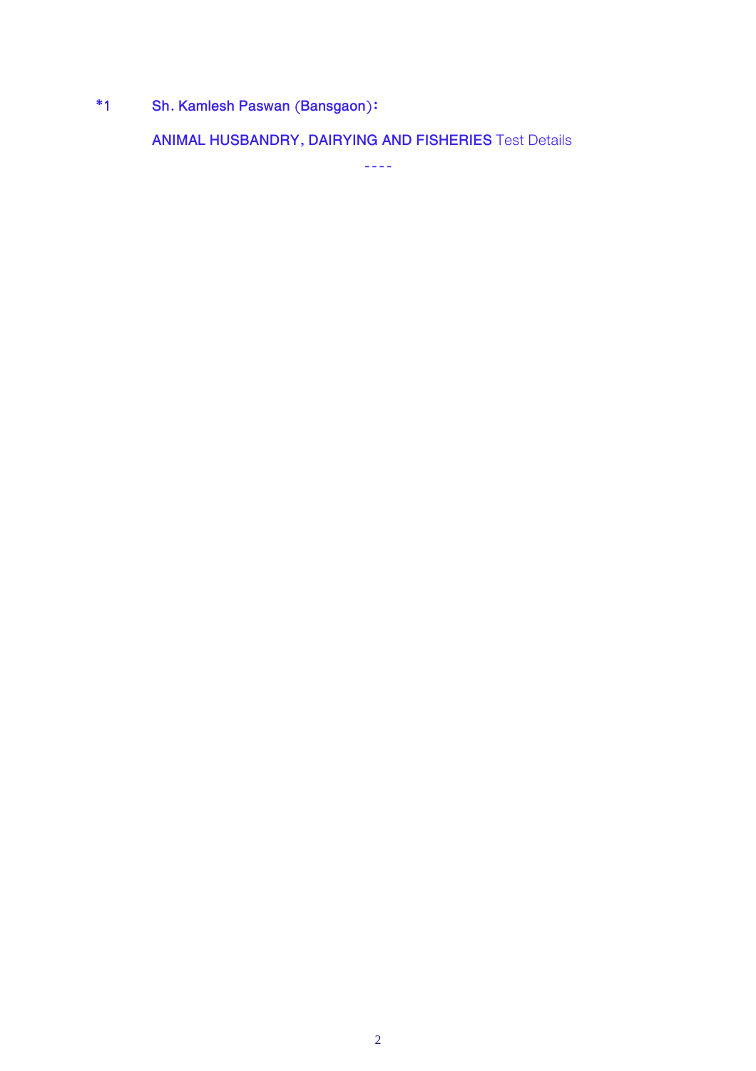*1 Sh. Kamlesh Paswan (Bansgaon):

ANIMAL HUSBANDRY, DAIRYING AND FISHERIES Test Details

----